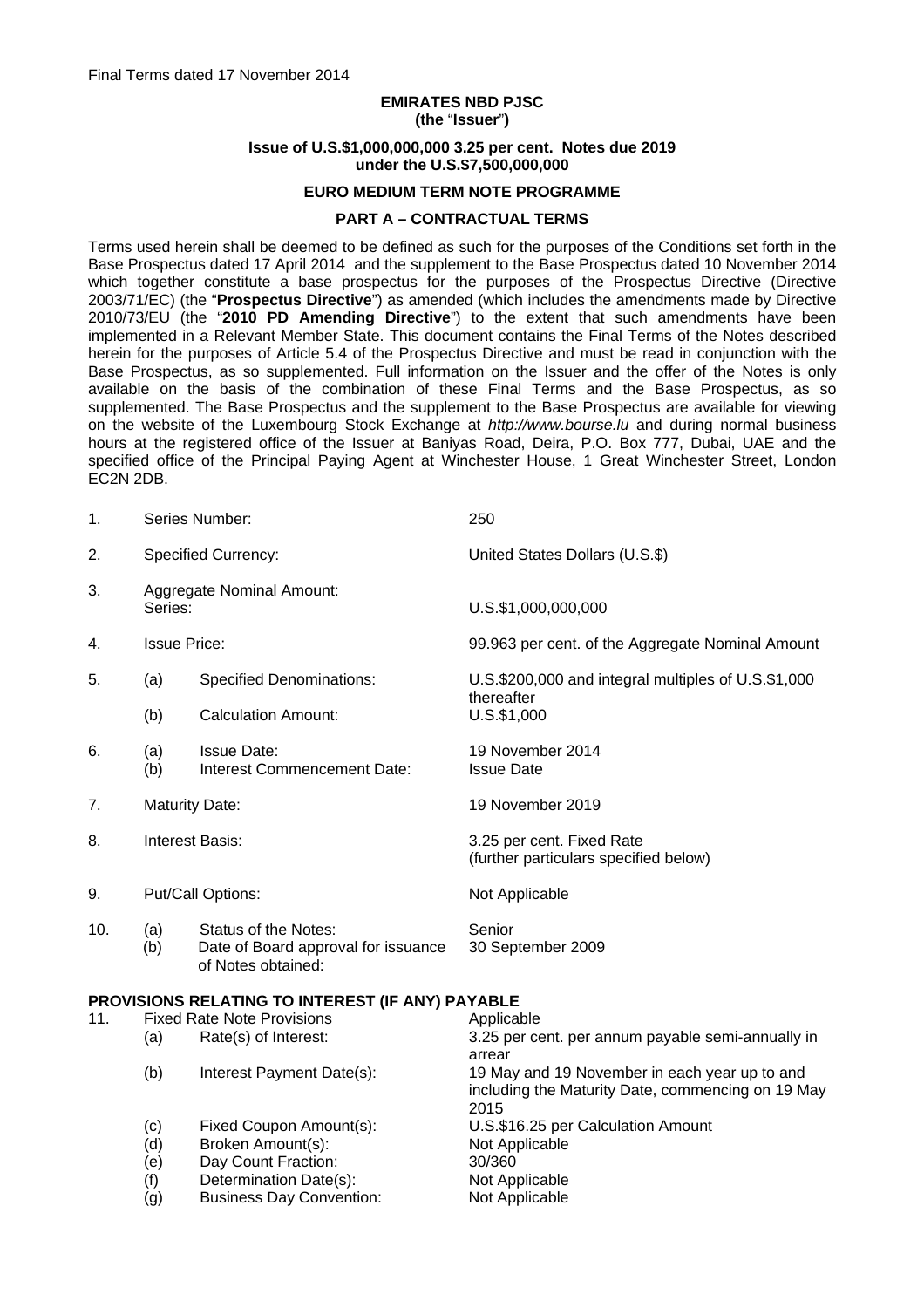Final Terms dated 17 November 2014

**EMIRATES NBD PJSC**
**(the "Issuer")**

**Issue of U.S.$1,000,000,000 3.25 per cent. Notes due 2019**
**under the U.S.$7,500,000,000**

**EURO MEDIUM TERM NOTE PROGRAMME**

**PART A – CONTRACTUAL TERMS**

Terms used herein shall be deemed to be defined as such for the purposes of the Conditions set forth in the Base Prospectus dated 17 April 2014 and the supplement to the Base Prospectus dated 10 November 2014 which together constitute a base prospectus for the purposes of the Prospectus Directive (Directive 2003/71/EC) (the "**Prospectus Directive**") as amended (which includes the amendments made by Directive 2010/73/EU (the "**2010 PD Amending Directive**") to the extent that such amendments have been implemented in a Relevant Member State. This document contains the Final Terms of the Notes described herein for the purposes of Article 5.4 of the Prospectus Directive and must be read in conjunction with the Base Prospectus, as so supplemented. Full information on the Issuer and the offer of the Notes is only available on the basis of the combination of these Final Terms and the Base Prospectus, as so supplemented. The Base Prospectus and the supplement to the Base Prospectus are available for viewing on the website of the Luxembourg Stock Exchange at *http://www.bourse.lu* and during normal business hours at the registered office of the Issuer at Baniyas Road, Deira, P.O. Box 777, Dubai, UAE and the specified office of the Principal Paying Agent at Winchester House, 1 Great Winchester Street, London EC2N 2DB.

| | | | |
|---|---|---|---|
| 1. | | Series Number: | 250 |
| 2. | | Specified Currency: | United States Dollars (U.S.$) |
| 3. | | Aggregate Nominal Amount: | |
| | | Series: | U.S.$1,000,000,000 |
| 4. | | Issue Price: | 99.963 per cent. of the Aggregate Nominal Amount |
| 5. | (a) | Specified Denominations: | U.S.$200,000 and integral multiples of U.S.$1,000 thereafter |
| | (b) | Calculation Amount: | U.S.$1,000 |
| 6. | (a) | Issue Date: | 19 November 2014 |
| | (b) | Interest Commencement Date: | Issue Date |
| 7. | | Maturity Date: | 19 November 2019 |
| 8. | | Interest Basis: | 3.25 per cent. Fixed Rate (further particulars specified below) |
| 9. | | Put/Call Options: | Not Applicable |
| 10. | (a) | Status of the Notes: | Senior |
| | (b) | Date of Board approval for issuance of Notes obtained: | 30 September 2009 |

**PROVISIONS RELATING TO INTEREST (IF ANY) PAYABLE**

| | | | |
|---|---|---|---|
| 11. | | Fixed Rate Note Provisions | Applicable |
| | (a) | Rate(s) of Interest: | 3.25 per cent. per annum payable semi-annually in arrear |
| | (b) | Interest Payment Date(s): | 19 May and 19 November in each year up to and including the Maturity Date, commencing on 19 May 2015 |
| | (c) | Fixed Coupon Amount(s): | U.S.$16.25 per Calculation Amount |
| | (d) | Broken Amount(s): | Not Applicable |
| | (e) | Day Count Fraction: | 30/360 |
| | (f) | Determination Date(s): | Not Applicable |
| | (g) | Business Day Convention: | Not Applicable |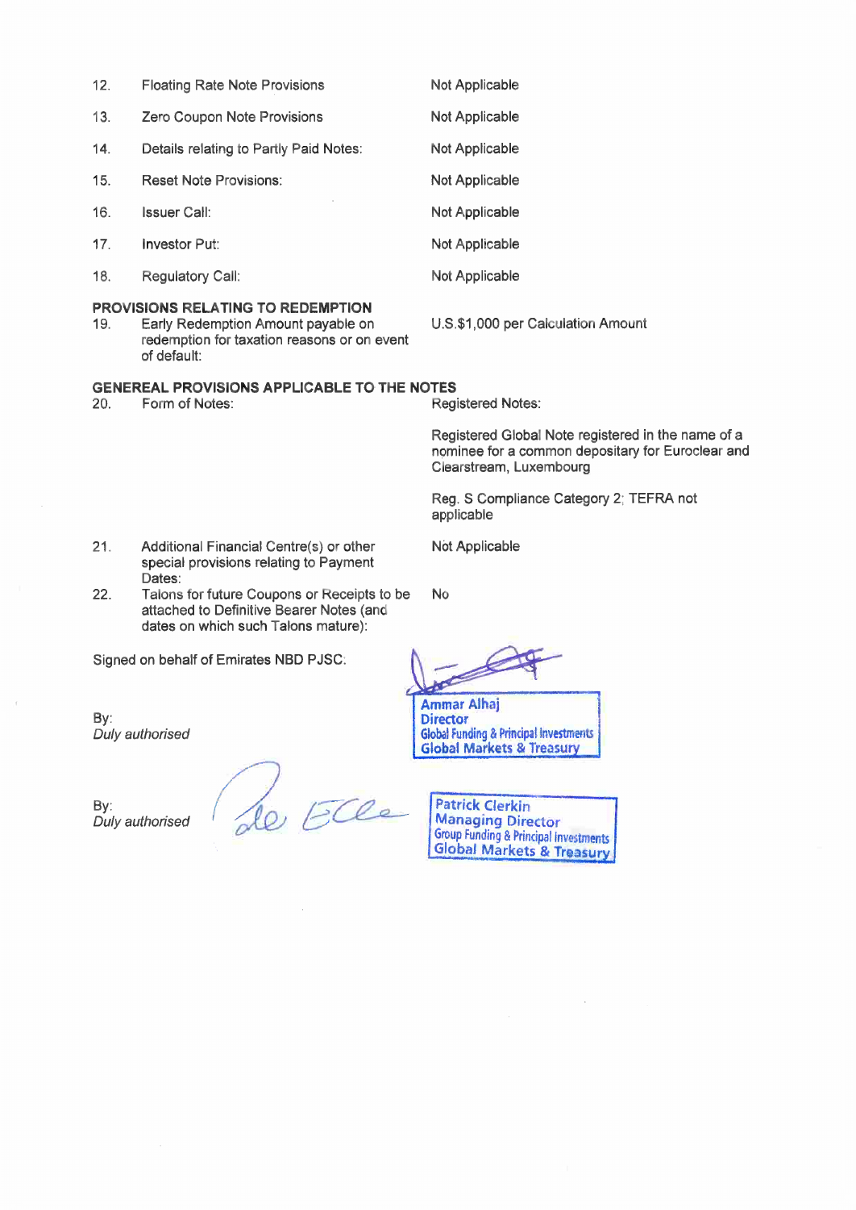| | | |
|---|---|---|
| 12. | Floating Rate Note Provisions | Not Applicable |
| 13. | Zero Coupon Note Provisions | Not Applicable |
| 14. | Details relating to Partly Paid Notes: | Not Applicable |
| 15. | Reset Note Provisions: | Not Applicable |
| 16. | Issuer Call: | Not Applicable |
| 17. | Investor Put: | Not Applicable |
| 18. | Regulatory Call: | Not Applicable |

**PROVISIONS RELATING TO REDEMPTION**

| | | |
|---|---|---|
| 19. | Early Redemption Amount payable on redemption for taxation reasons or on event of default: | U.S.$1,000 per Calculation Amount |

**GENEREAL PROVISIONS APPLICABLE TO THE NOTES**

| | | |
|---|---|---|
| 20. | Form of Notes: | Registered Notes:<br><br>Registered Global Note registered in the name of a nominee for a common depositary for Euroclear and Clearstream, Luxembourg<br><br>Reg. S Compliance Category 2; TEFRA not applicable |
| 21. | Additional Financial Centre(s) or other special provisions relating to Payment Dates: | Not Applicable |
| 22. | Talons for future Coupons or Receipts to be attached to Definitive Bearer Notes (and dates on which such Talons mature): | No |

Signed on behalf of Emirates NBD PJSC:

By:
*Duly authorised*

Ammar Alhaj
Director
Global Funding & Principal Investments
Global Markets & Treasury

By:
*Duly authorised*

Patrick Clerkin
Managing Director
Group Funding & Principal Investments
Global Markets & Treasury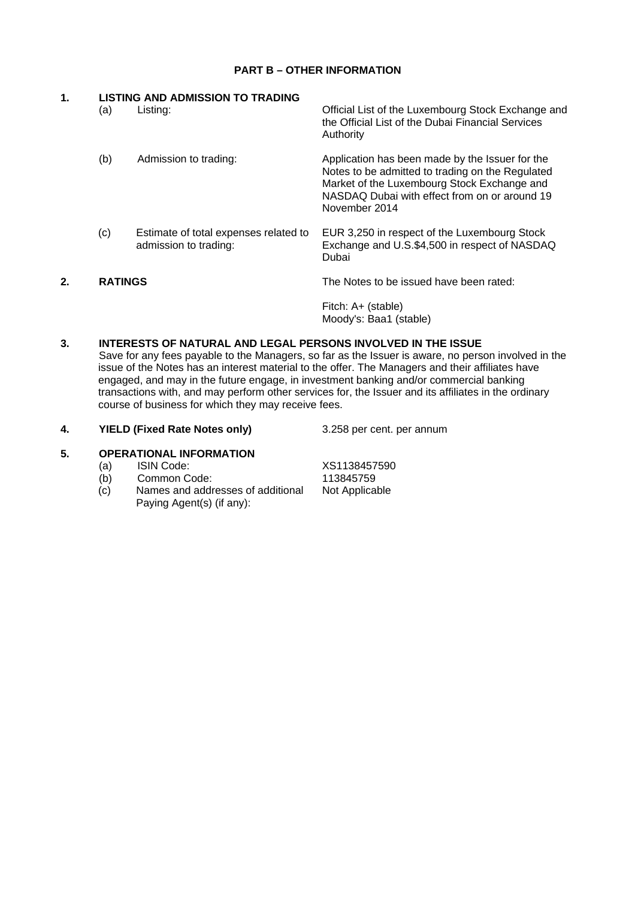## PART B – OTHER INFORMATION

**1. LISTING AND ADMISSION TO TRADING**

| | | |
|---|---|---|
| (a) | Listing: | Official List of the Luxembourg Stock Exchange and the Official List of the Dubai Financial Services Authority |
| (b) | Admission to trading: | Application has been made by the Issuer for the Notes to be admitted to trading on the Regulated Market of the Luxembourg Stock Exchange and NASDAQ Dubai with effect from on or around 19 November 2014 |
| (c) | Estimate of total expenses related to admission to trading: | EUR 3,250 in respect of the Luxembourg Stock Exchange and U.S.$4,500 in respect of NASDAQ Dubai |

**2. RATINGS**

The Notes to be issued have been rated:

Fitch: A+ (stable)
Moody's: Baa1 (stable)

**3. INTERESTS OF NATURAL AND LEGAL PERSONS INVOLVED IN THE ISSUE**

Save for any fees payable to the Managers, so far as the Issuer is aware, no person involved in the issue of the Notes has an interest material to the offer. The Managers and their affiliates have engaged, and may in the future engage, in investment banking and/or commercial banking transactions with, and may perform other services for, the Issuer and its affiliates in the ordinary course of business for which they may receive fees.

**4. YIELD (Fixed Rate Notes only)** 3.258 per cent. per annum

**5. OPERATIONAL INFORMATION**

| | | |
|---|---|---|
| (a) | ISIN Code: | XS1138457590 |
| (b) | Common Code: | 113845759 |
| (c) | Names and addresses of additional Paying Agent(s) (if any): | Not Applicable |